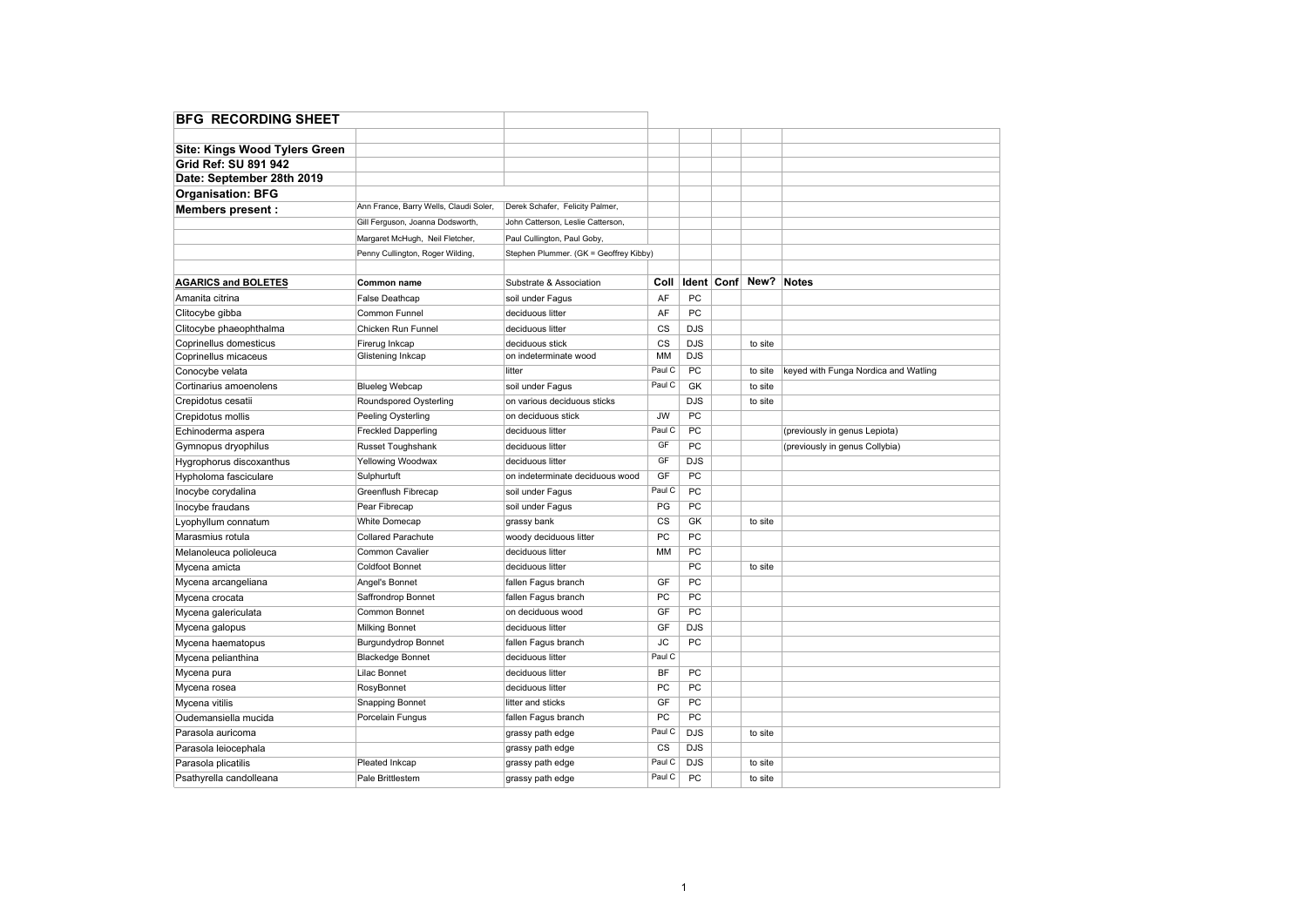# BFG RECORDING SHEET

**Site: Kings Wood Tylers Green**
**Grid Ref: SU 891 942**
**Date: September 28th 2019**
**Organisation: BFG**
**Members present :** Ann France, Barry Wells, Claudi Soler, Derek Schafer, Felicity Palmer, Gill Ferguson, Joanna Dodsworth, John Catterson, Leslie Catterson, Margaret McHugh, Neil Fletcher, Paul Cullington, Paul Goby, Penny Cullington, Roger Wilding, Stephen Plummer. (GK = Geoffrey Kibby)

| AGARICS and BOLETES | Common name | Substrate & Association | Coll | Ident | Conf | New? | Notes |
|---|---|---|---|---|---|---|---|
| Amanita citrina | False Deathcap | soil under Fagus | AF | PC | | | |
| Clitocybe gibba | Common Funnel | deciduous litter | AF | PC | | | |
| Clitocybe phaeophthalma | Chicken Run Funnel | deciduous litter | CS | DJS | | | |
| Coprinellus domesticus | Firerug Inkcap | deciduous stick | CS | DJS | | to site | |
| Coprinellus micaceus | Glistening Inkcap | on indeterminate wood | MM | DJS | | | |
| Conocybe velata | | litter | Paul C | PC | | to site | keyed with Funga Nordica and Watling |
| Cortinarius amoenolens | Blueleg Webcap | soil under Fagus | Paul C | GK | | to site | |
| Crepidotus cesatii | Roundspored Oysterling | on various deciduous sticks | | DJS | | to site | |
| Crepidotus mollis | Peeling Oysterling | on deciduous stick | JW | PC | | | |
| Echinoderma aspera | Freckled Dapperling | deciduous litter | Paul C | PC | | | (previously in genus Lepiota) |
| Gymnopus dryophilus | Russet Toughshank | deciduous litter | GF | PC | | | (previously in genus Collybia) |
| Hygrophorus discoxanthus | Yellowing Woodwax | deciduous litter | GF | DJS | | | |
| Hypholoma fasciculare | Sulphurtuft | on indeterminate deciduous wood | GF | PC | | | |
| Inocybe corydalina | Greenflush Fibrecap | soil under Fagus | Paul C | PC | | | |
| Inocybe fraudans | Pear Fibrecap | soil under Fagus | PG | PC | | | |
| Lyophyllum connatum | White Domecap | grassy bank | CS | GK | | to site | |
| Marasmius rotula | Collared Parachute | woody deciduous litter | PC | PC | | | |
| Melanoleuca polioleuca | Common Cavalier | deciduous litter | MM | PC | | | |
| Mycena amicta | Coldfoot Bonnet | deciduous litter | | PC | | to site | |
| Mycena arcangeliana | Angel's Bonnet | fallen Fagus branch | GF | PC | | | |
| Mycena crocata | Saffrondrop Bonnet | fallen Fagus branch | PC | PC | | | |
| Mycena galericulata | Common Bonnet | on deciduous wood | GF | PC | | | |
| Mycena galopus | Milking Bonnet | deciduous litter | GF | DJS | | | |
| Mycena haematopus | Burgundydrop Bonnet | fallen Fagus branch | JC | PC | | | |
| Mycena pelianthina | Blackedge Bonnet | deciduous litter | Paul C | | | | |
| Mycena pura | Lilac Bonnet | deciduous litter | BF | PC | | | |
| Mycena rosea | RosyBonnet | deciduous litter | PC | PC | | | |
| Mycena vitilis | Snapping Bonnet | litter and sticks | GF | PC | | | |
| Oudemansiella mucida | Porcelain Fungus | fallen Fagus branch | PC | PC | | | |
| Parasola auricoma | | grassy path edge | Paul C | DJS | | to site | |
| Parasola leiocephala | | grassy path edge | CS | DJS | | | |
| Parasola plicatilis | Pleated Inkcap | grassy path edge | Paul C | DJS | | to site | |
| Psathyrella candolleana | Pale Brittlestem | grassy path edge | Paul C | PC | | to site | |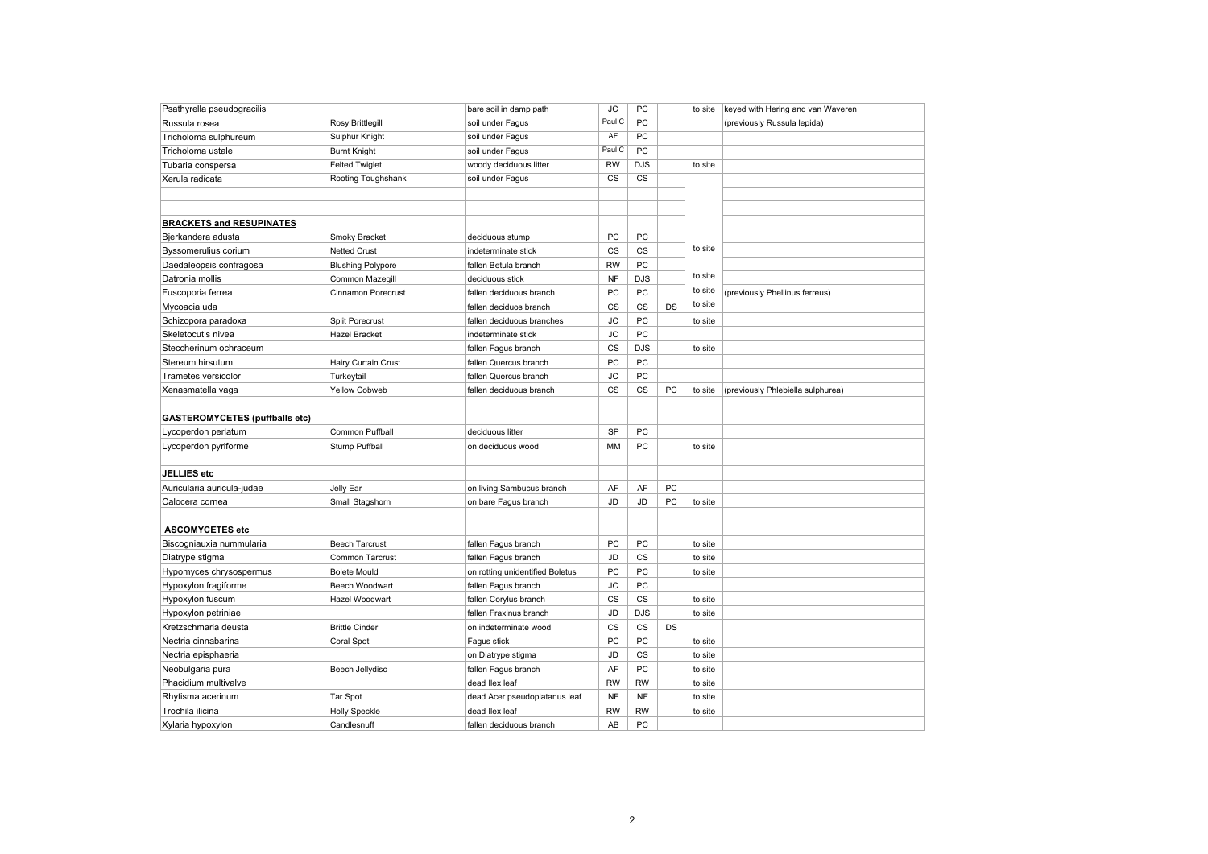| | | | | | | | |
|---|---|---|---|---|---|---|---|
| Psathyrella pseudogracilis | | bare soil in damp path | JC | PC | | to site | keyed with Hering and van Waveren |
| Russula rosea | Rosy Brittlegill | soil under Fagus | Paul C | PC | | | (previously Russula lepida) |
| Tricholoma sulphureum | Sulphur Knight | soil under Fagus | AF | PC | | | |
| Tricholoma ustale | Burnt Knight | soil under Fagus | Paul C | PC | | | |
| Tubaria conspersa | Felted Twiglet | woody deciduous litter | RW | DJS | | to site | |
| Xerula radicata | Rooting Toughshank | soil under Fagus | CS | CS | | | |
| | | | | | | | |
| | | | | | | | |
| **BRACKETS and RESUPINATES** | | | | | | | |
| Bjerkandera adusta | Smoky Bracket | deciduous stump | PC | PC | | | |
| Byssomerulius corium | Netted Crust | indeterminate stick | CS | CS | | to site | |
| Daedaleopsis confragosa | Blushing Polypore | fallen Betula branch | RW | PC | | | |
| Datronia mollis | Common Mazegill | deciduous stick | NF | DJS | | to site | |
| Fuscoporia ferrea | Cinnamon Porecrust | fallen deciduous branch | PC | PC | | to site | (previously Phellinus ferreus) |
| Mycoacia uda | | fallen deciduos branch | CS | CS | DS | to site | |
| Schizopora paradoxa | Split Porecrust | fallen deciduous branches | JC | PC | | to site | |
| Skeletocutis nivea | Hazel Bracket | indeterminate stick | JC | PC | | | |
| Steccherinum ochraceum | | fallen Fagus branch | CS | DJS | | to site | |
| Stereum hirsutum | Hairy Curtain Crust | fallen Quercus branch | PC | PC | | | |
| Trametes versicolor | Turkeytail | fallen Quercus branch | JC | PC | | | |
| Xenasmatella vaga | Yellow Cobweb | fallen deciduous branch | CS | CS | PC | to site | (previously Phlebiella sulphurea) |
| | | | | | | | |
| **GASTEROMYCETES (puffballs etc)** | | | | | | | |
| Lycoperdon perlatum | Common Puffball | deciduous litter | SP | PC | | | |
| Lycoperdon pyriforme | Stump Puffball | on deciduous wood | MM | PC | | to site | |
| | | | | | | | |
| **JELLIES etc** | | | | | | | |
| Auricularia auricula-judae | Jelly Ear | on living Sambucus branch | AF | AF | PC | | |
| Calocera cornea | Small Stagshorn | on bare Fagus branch | JD | JD | PC | to site | |
| | | | | | | | |
| **ASCOMYCETES etc** | | | | | | | |
| Biscogniauxia nummularia | Beech Tarcrust | fallen Fagus branch | PC | PC | | to site | |
| Diatrype stigma | Common Tarcrust | fallen Fagus branch | JD | CS | | to site | |
| Hypomyces chrysospermus | Bolete Mould | on rotting unidentified Boletus | PC | PC | | to site | |
| Hypoxylon fragiforme | Beech Woodwart | fallen Fagus branch | JC | PC | | | |
| Hypoxylon fuscum | Hazel Woodwart | fallen Corylus branch | CS | CS | | to site | |
| Hypoxylon petriniae | | fallen Fraxinus branch | JD | DJS | | to site | |
| Kretzschmaria deusta | Brittle Cinder | on indeterminate wood | CS | CS | DS | | |
| Nectria cinnabarina | Coral Spot | Fagus stick | PC | PC | | to site | |
| Nectria episphaeria | | on Diatrype stigma | JD | CS | | to site | |
| Neobulgaria pura | Beech Jellydisc | fallen Fagus branch | AF | PC | | to site | |
| Phacidium multivalve | | dead Ilex leaf | RW | RW | | to site | |
| Rhytisma acerinum | Tar Spot | dead Acer pseudoplatanus leaf | NF | NF | | to site | |
| Trochila ilicina | Holly Speckle | dead Ilex leaf | RW | RW | | to site | |
| Xylaria hypoxylon | Candlesnuff | fallen deciduous branch | AB | PC | | | |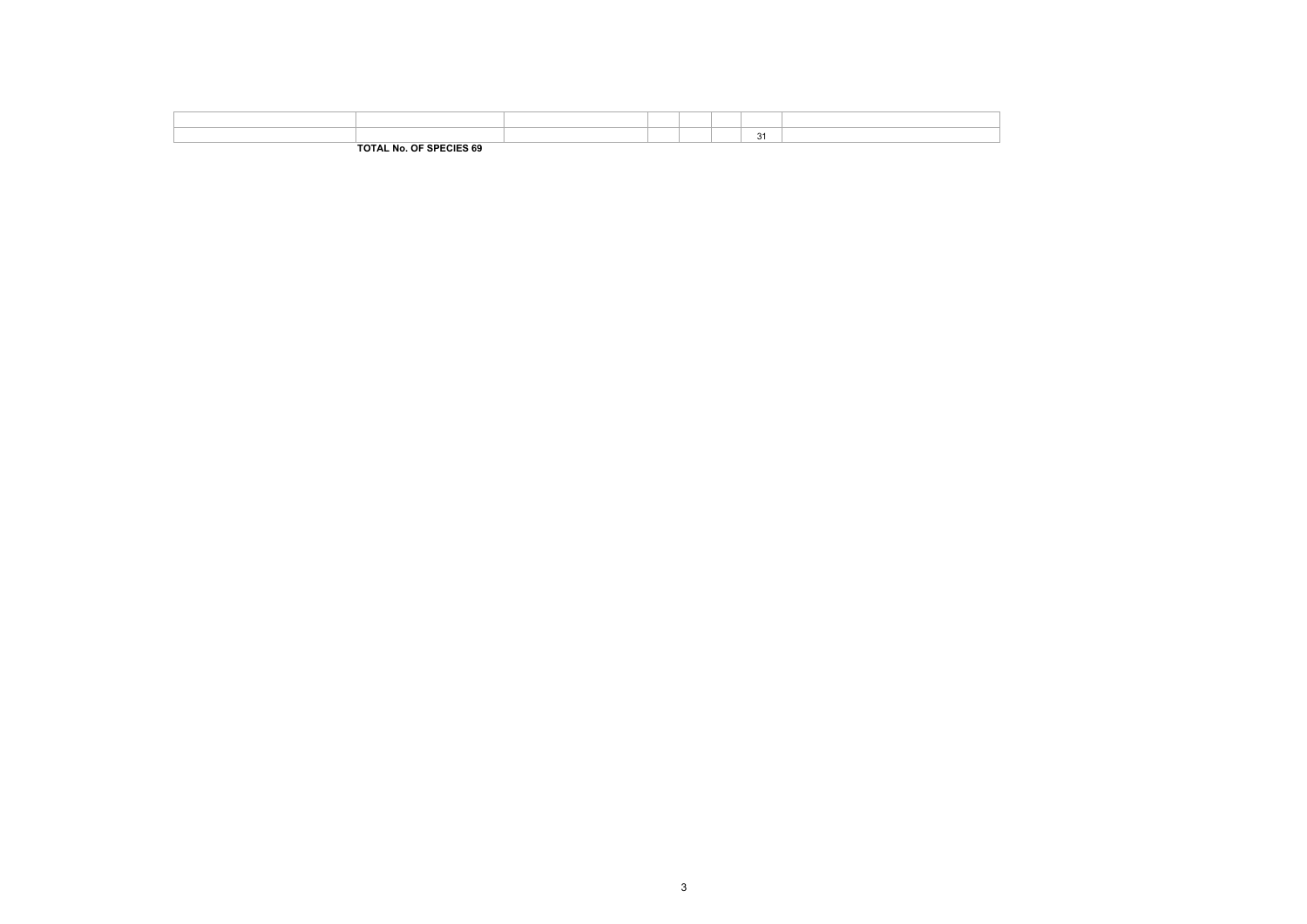| | | | | | | | |
|---|---|---|---|---|---|---|---|
| | | | | | | | |
| | | | | | | 31 | |

**TOTAL No. OF SPECIES 69**